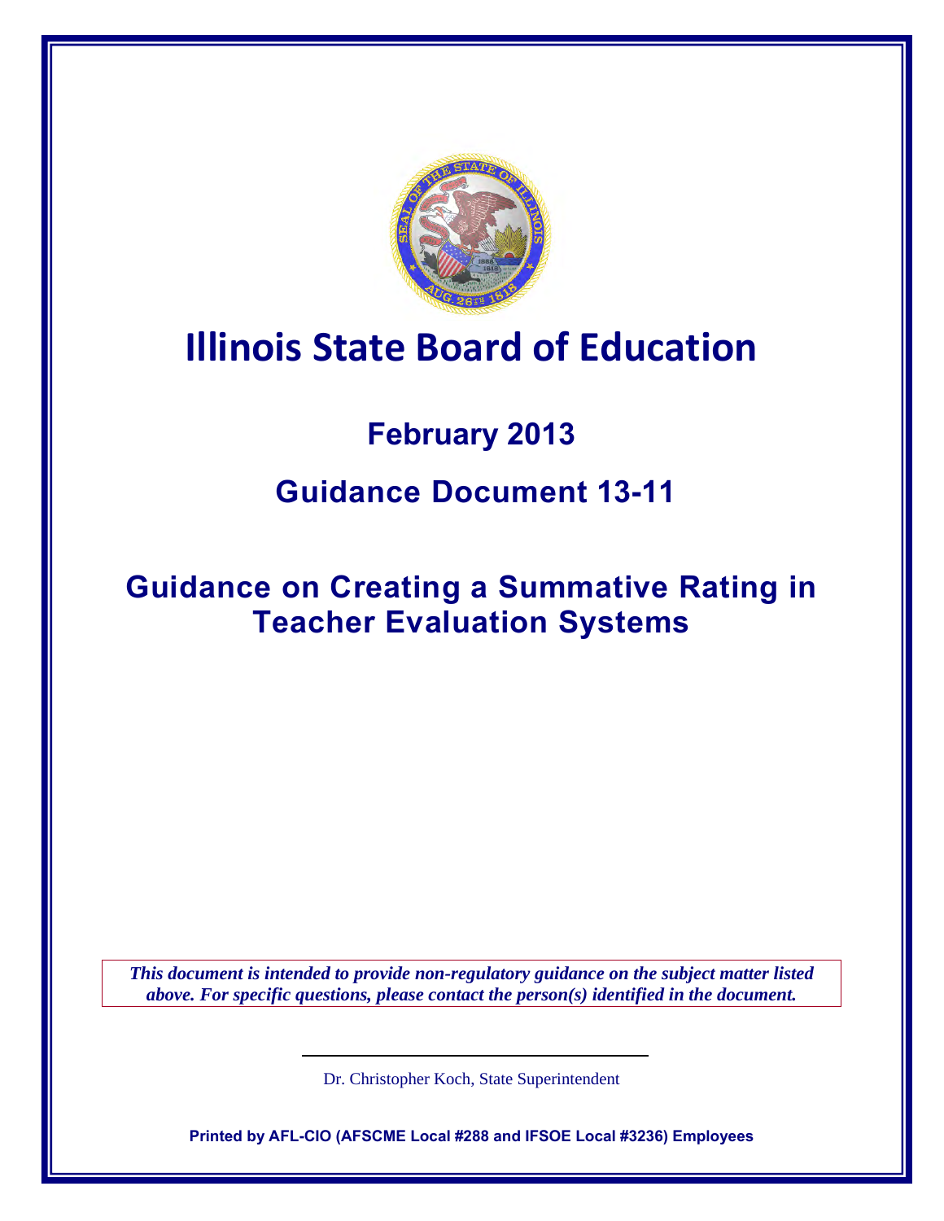# Illinois State Board of Education

## February 2013

## Guidance Document 13-11

## Guidance on Creating a Summative Rating in Teacher Evaluation Systems

***This document is intended to provide non-regulatory guidance on the subject matter listed above. For specific questions, please contact the person(s) identified in the document.***

---

Dr. Christopher Koch, State Superintendent

**Printed by AFL-CIO (AFSCME Local #288 and IFSOE Local #3236) Employees**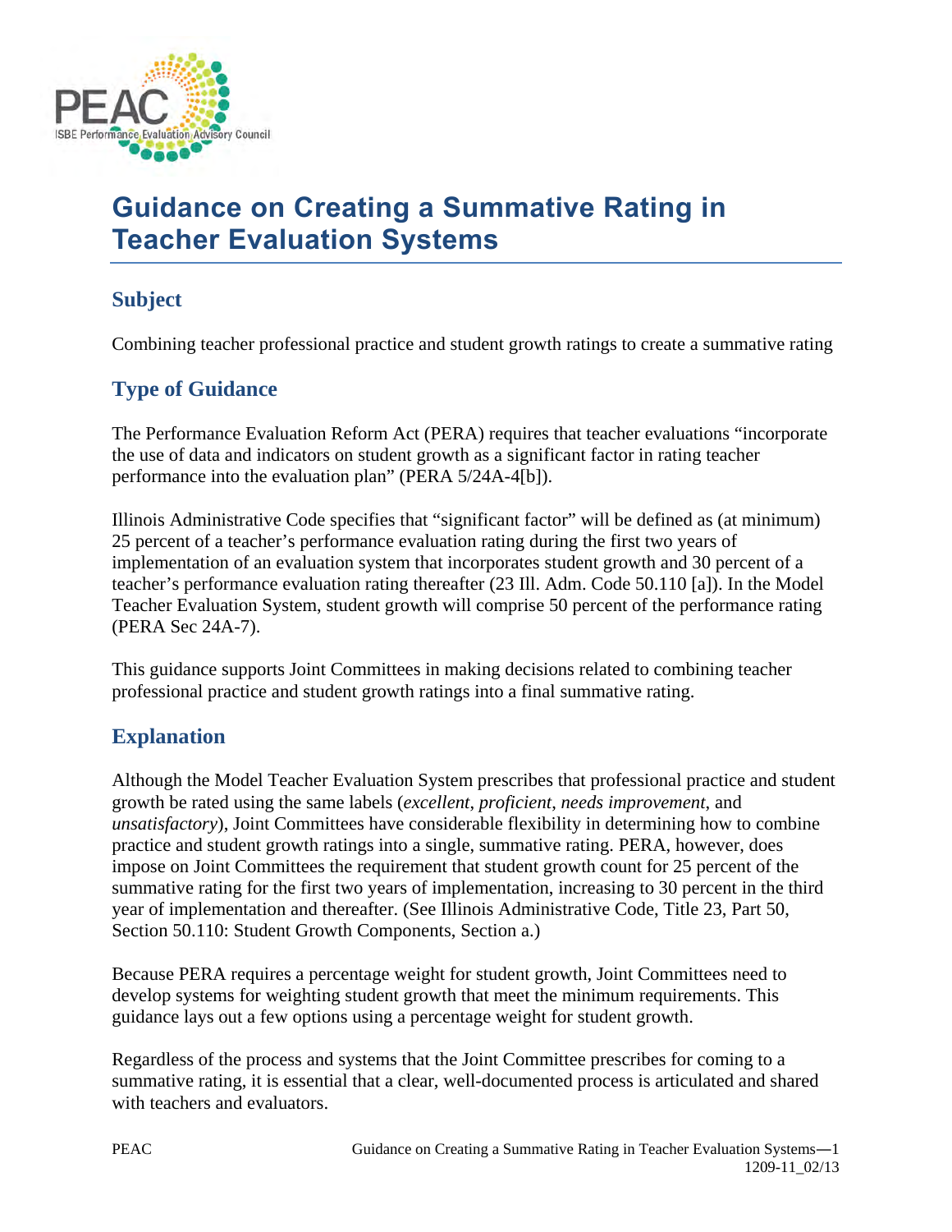# Guidance on Creating a Summative Rating in Teacher Evaluation Systems

## Subject

Combining teacher professional practice and student growth ratings to create a summative rating

## Type of Guidance

The Performance Evaluation Reform Act (PERA) requires that teacher evaluations "incorporate the use of data and indicators on student growth as a significant factor in rating teacher performance into the evaluation plan" (PERA 5/24A-4[b]).

Illinois Administrative Code specifies that "significant factor" will be defined as (at minimum) 25 percent of a teacher's performance evaluation rating during the first two years of implementation of an evaluation system that incorporates student growth and 30 percent of a teacher's performance evaluation rating thereafter (23 Ill. Adm. Code 50.110 [a]). In the Model Teacher Evaluation System, student growth will comprise 50 percent of the performance rating (PERA Sec 24A-7).

This guidance supports Joint Committees in making decisions related to combining teacher professional practice and student growth ratings into a final summative rating.

## Explanation

Although the Model Teacher Evaluation System prescribes that professional practice and student growth be rated using the same labels (*excellent*, *proficient*, *needs improvement*, and *unsatisfactory*), Joint Committees have considerable flexibility in determining how to combine practice and student growth ratings into a single, summative rating. PERA, however, does impose on Joint Committees the requirement that student growth count for 25 percent of the summative rating for the first two years of implementation, increasing to 30 percent in the third year of implementation and thereafter. (See Illinois Administrative Code, Title 23, Part 50, Section 50.110: Student Growth Components, Section a.)

Because PERA requires a percentage weight for student growth, Joint Committees need to develop systems for weighting student growth that meet the minimum requirements. This guidance lays out a few options using a percentage weight for student growth.

Regardless of the process and systems that the Joint Committee prescribes for coming to a summative rating, it is essential that a clear, well-documented process is articulated and shared with teachers and evaluators.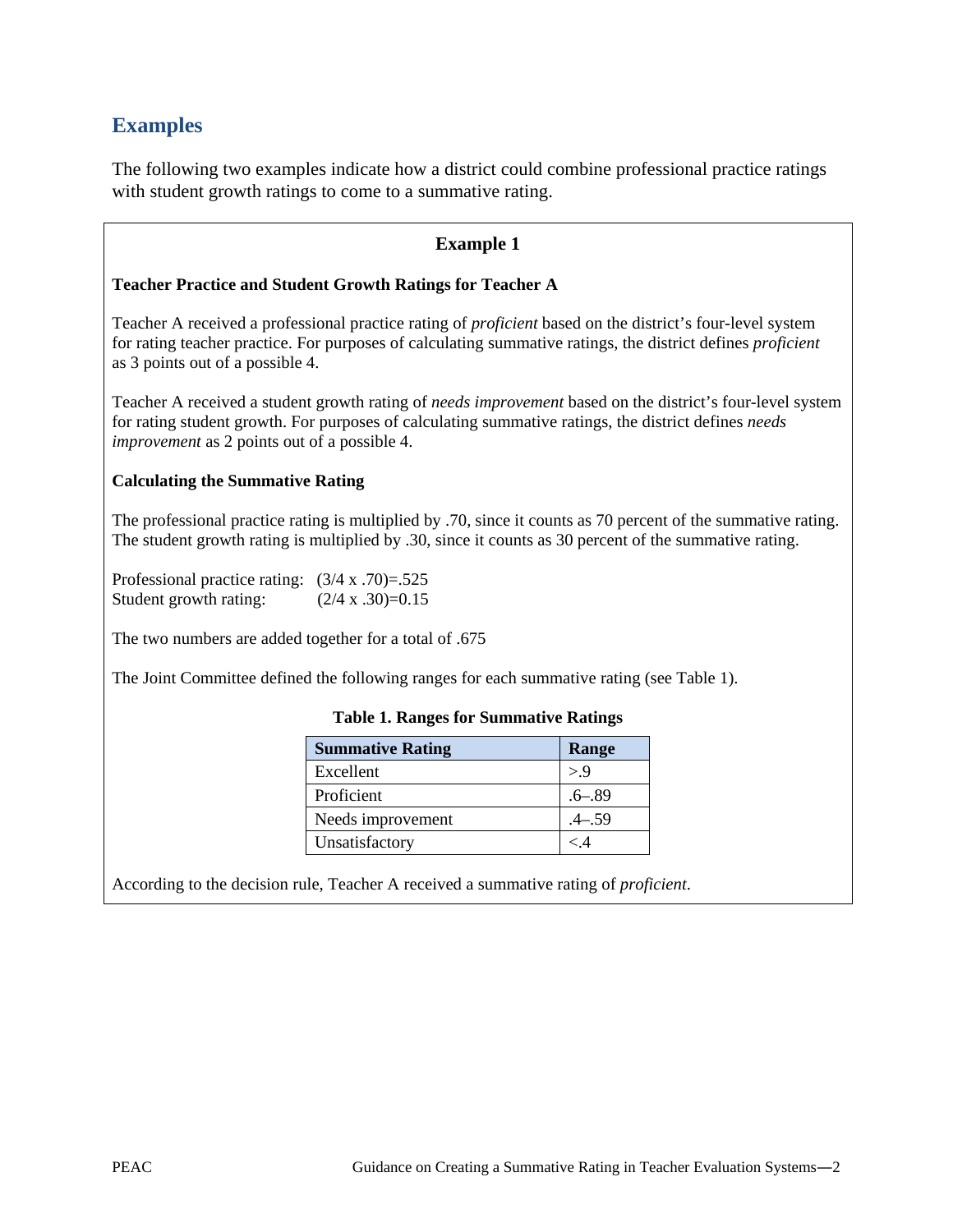## Examples

The following two examples indicate how a district could combine professional practice ratings with student growth ratings to come to a summative rating.

### Example 1

**Teacher Practice and Student Growth Ratings for Teacher A**

Teacher A received a professional practice rating of *proficient* based on the district's four-level system for rating teacher practice. For purposes of calculating summative ratings, the district defines *proficient* as 3 points out of a possible 4.

Teacher A received a student growth rating of *needs improvement* based on the district's four-level system for rating student growth. For purposes of calculating summative ratings, the district defines *needs improvement* as 2 points out of a possible 4.

**Calculating the Summative Rating**

The professional practice rating is multiplied by .70, since it counts as 70 percent of the summative rating. The student growth rating is multiplied by .30, since it counts as 30 percent of the summative rating.

Professional practice rating: (3/4 x .70)=.525
Student growth rating: (2/4 x .30)=0.15

The two numbers are added together for a total of .675

The Joint Committee defined the following ranges for each summative rating (see Table 1).

**Table 1. Ranges for Summative Ratings**

| Summative Rating | Range |
| --- | --- |
| Excellent | >.9 |
| Proficient | .6–.89 |
| Needs improvement | .4–.59 |
| Unsatisfactory | <.4 |

According to the decision rule, Teacher A received a summative rating of *proficient*.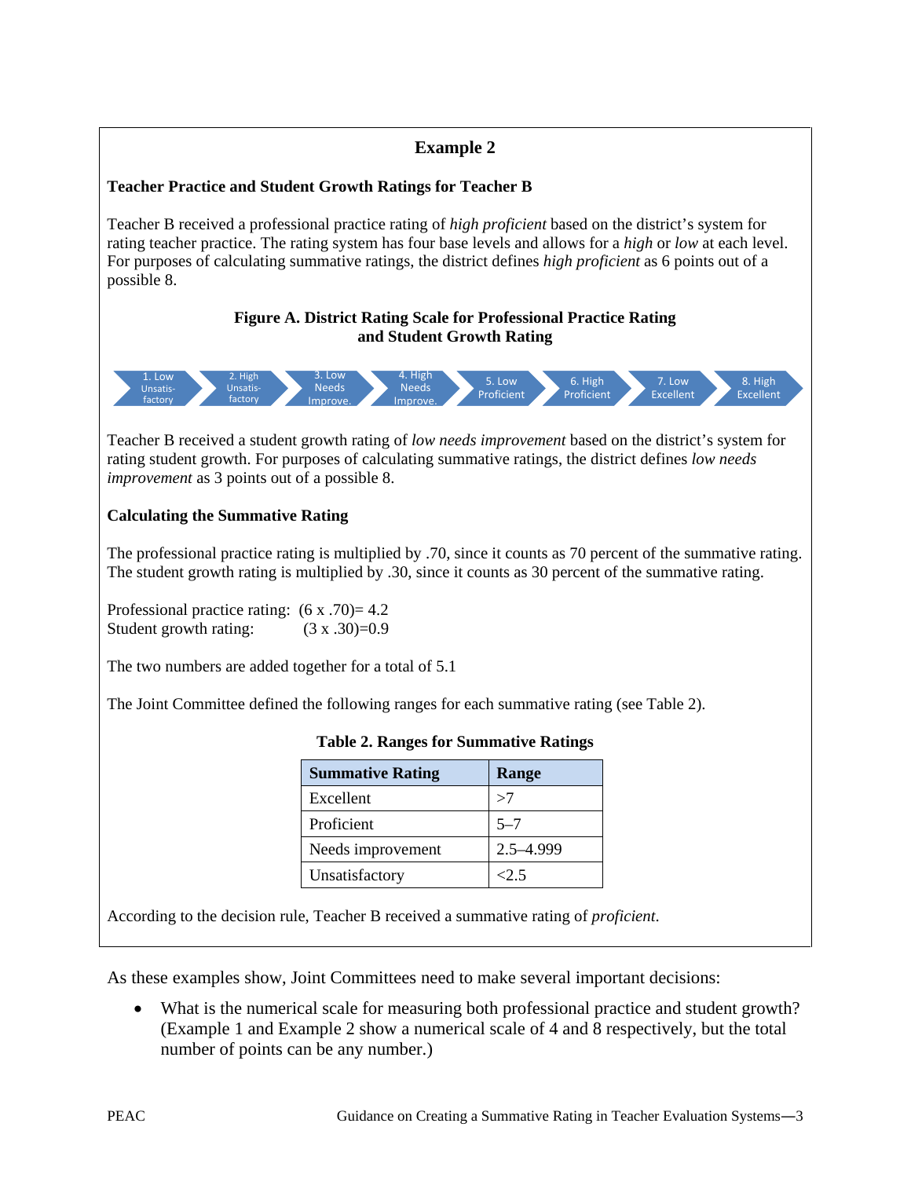## Example 2

### Teacher Practice and Student Growth Ratings for Teacher B

Teacher B received a professional practice rating of *high proficient* based on the district's system for rating teacher practice. The rating system has four base levels and allows for a *high* or *low* at each level. For purposes of calculating summative ratings, the district defines *high proficient* as 6 points out of a possible 8.

**Figure A. District Rating Scale for Professional Practice Rating and Student Growth Rating**

1. Low Unsatis-factory → 2. High Unsatis-factory → 3. Low Needs Improve. → 4. High Needs Improve. → 5. Low Proficient → 6. High Proficient → 7. Low Excellent → 8. High Excellent

Teacher B received a student growth rating of *low needs improvement* based on the district's system for rating student growth. For purposes of calculating summative ratings, the district defines *low needs improvement* as 3 points out of a possible 8.

### Calculating the Summative Rating

The professional practice rating is multiplied by .70, since it counts as 70 percent of the summative rating. The student growth rating is multiplied by .30, since it counts as 30 percent of the summative rating.

Professional practice rating: (6 x .70)= 4.2
Student growth rating: (3 x .30)=0.9

The two numbers are added together for a total of 5.1

The Joint Committee defined the following ranges for each summative rating (see Table 2).

**Table 2. Ranges for Summative Ratings**

| Summative Rating | Range |
|---|---|
| Excellent | >7 |
| Proficient | 5–7 |
| Needs improvement | 2.5–4.999 |
| Unsatisfactory | <2.5 |

According to the decision rule, Teacher B received a summative rating of *proficient*.

As these examples show, Joint Committees need to make several important decisions:

- What is the numerical scale for measuring both professional practice and student growth? (Example 1 and Example 2 show a numerical scale of 4 and 8 respectively, but the total number of points can be any number.)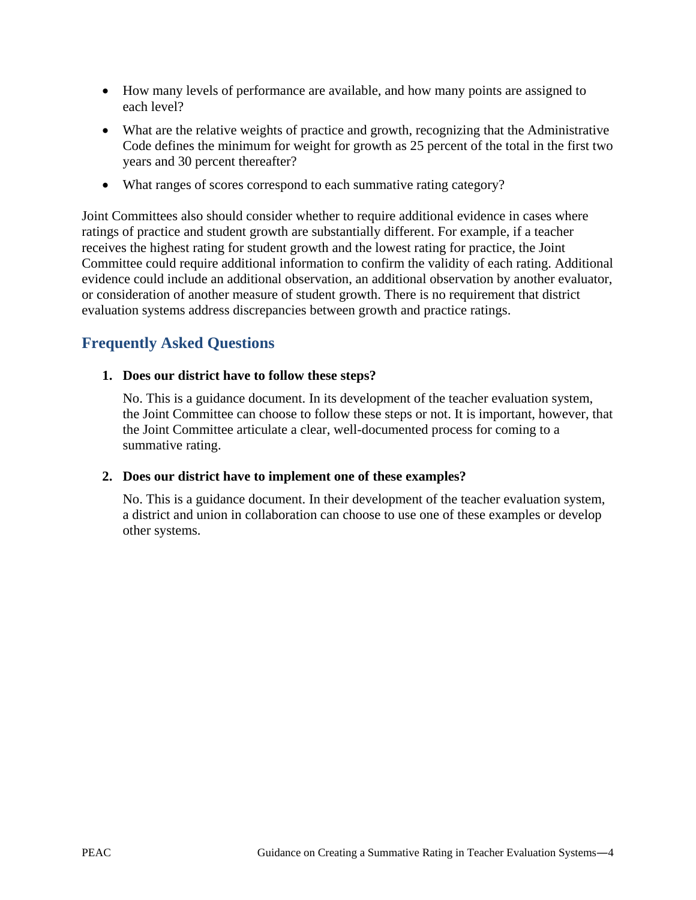- How many levels of performance are available, and how many points are assigned to each level?
- What are the relative weights of practice and growth, recognizing that the Administrative Code defines the minimum for weight for growth as 25 percent of the total in the first two years and 30 percent thereafter?
- What ranges of scores correspond to each summative rating category?

Joint Committees also should consider whether to require additional evidence in cases where ratings of practice and student growth are substantially different. For example, if a teacher receives the highest rating for student growth and the lowest rating for practice, the Joint Committee could require additional information to confirm the validity of each rating. Additional evidence could include an additional observation, an additional observation by another evaluator, or consideration of another measure of student growth. There is no requirement that district evaluation systems address discrepancies between growth and practice ratings.

## Frequently Asked Questions

1. **Does our district have to follow these steps?**

   No. This is a guidance document. In its development of the teacher evaluation system, the Joint Committee can choose to follow these steps or not. It is important, however, that the Joint Committee articulate a clear, well-documented process for coming to a summative rating.

2. **Does our district have to implement one of these examples?**

   No. This is a guidance document. In their development of the teacher evaluation system, a district and union in collaboration can choose to use one of these examples or develop other systems.